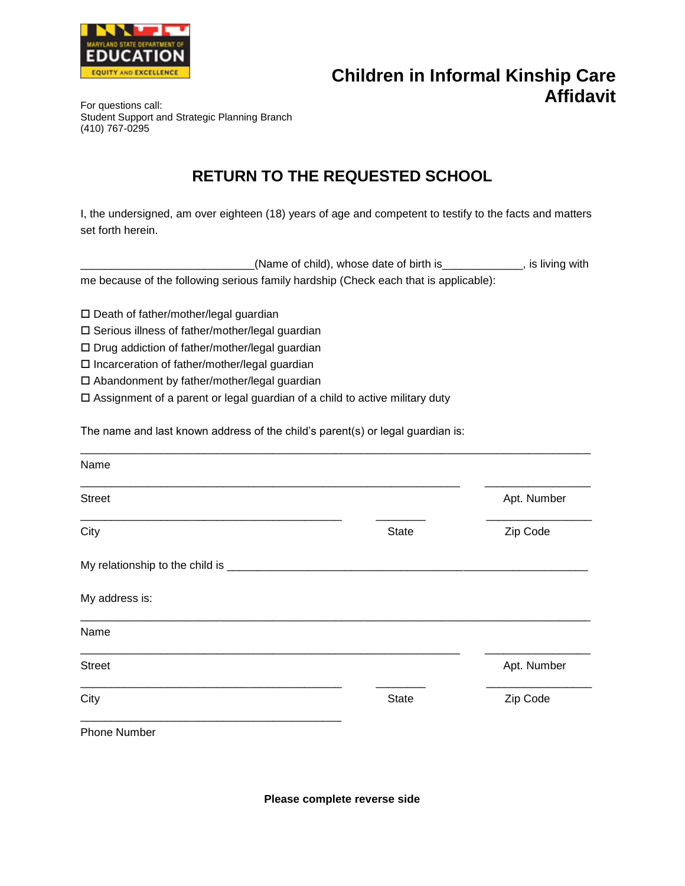MARYLAND STATE DEPARTMENT OF EDUCATION
EQUITY AND EXCELLENCE

For questions call:
Student Support and Strategic Planning Branch
(410) 767-0295

# Children in Informal Kinship Care Affidavit

## RETURN TO THE REQUESTED SCHOOL

I, the undersigned, am over eighteen (18) years of age and competent to testify to the facts and matters set forth herein.

___________________________(Name of child), whose date of birth is_____________, is living with me because of the following serious family hardship (Check each that is applicable):

- ☐ Death of father/mother/legal guardian
- ☐ Serious illness of father/mother/legal guardian
- ☐ Drug addiction of father/mother/legal guardian
- ☐ Incarceration of father/mother/legal guardian
- ☐ Abandonment by father/mother/legal guardian
- ☐ Assignment of a parent or legal guardian of a child to active military duty

The name and last known address of the child's parent(s) or legal guardian is:

_______________________________________________________________________________
Name

___________________________________________________________ ________________
Street Apt. Number

__________________________________________ ________ ________________
City State Zip Code

My relationship to the child is ________________________________________________________

My address is:

_______________________________________________________________________________
Name

___________________________________________________________ ________________
Street Apt. Number

__________________________________________ ________ ________________
City State Zip Code

__________________________________________
Phone Number

**Please complete reverse side**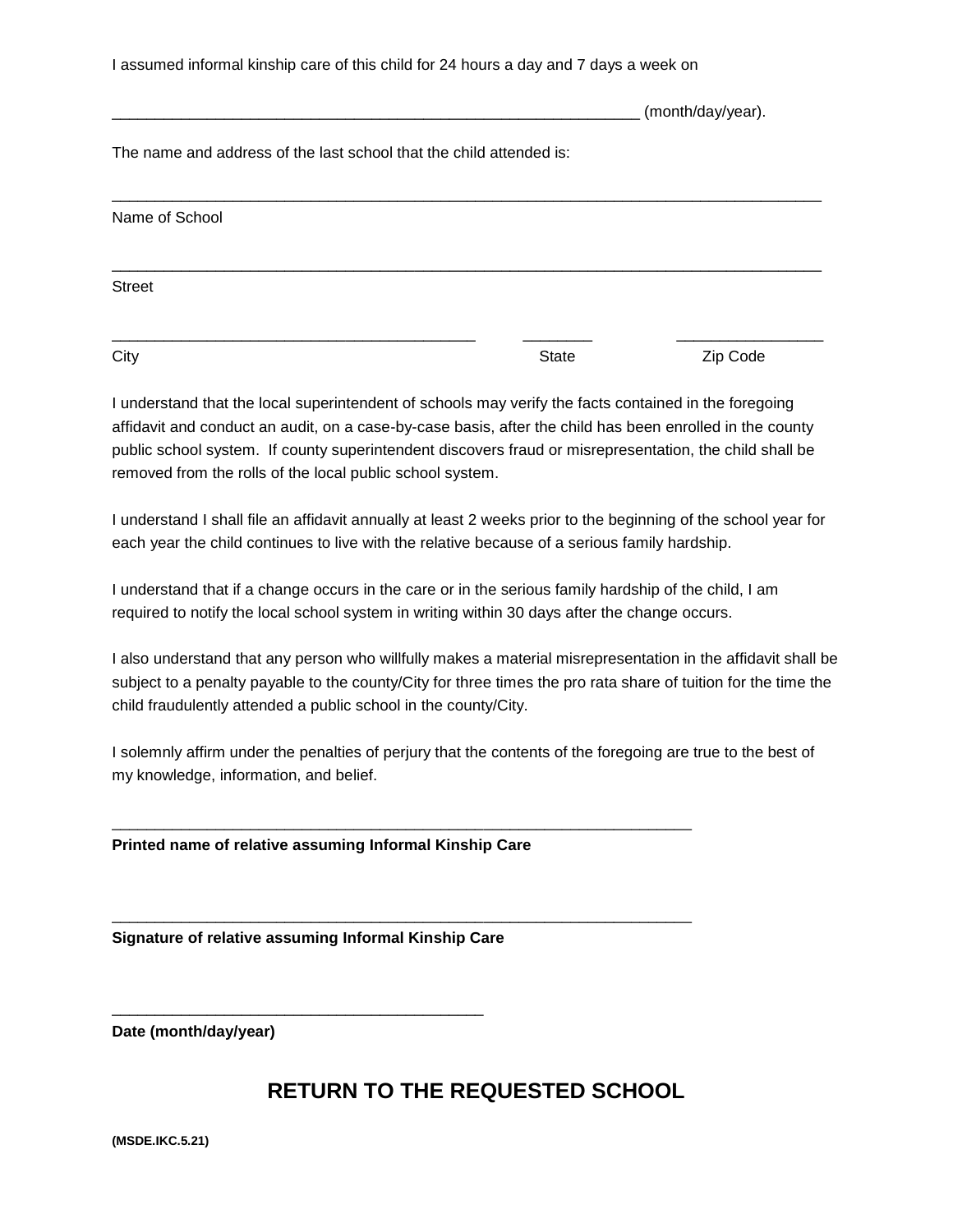I assumed informal kinship care of this child for 24 hours a day and 7 days a week on

_______________________________________________________________ (month/day/year).

The name and address of the last school that the child attended is:

_____________________________________________________________________________________
Name of School

_____________________________________________________________________________________
Street

___________________________________________ ________ _________________
City State Zip Code

I understand that the local superintendent of schools may verify the facts contained in the foregoing affidavit and conduct an audit, on a case-by-case basis, after the child has been enrolled in the county public school system. If county superintendent discovers fraud or misrepresentation, the child shall be removed from the rolls of the local public school system.

I understand I shall file an affidavit annually at least 2 weeks prior to the beginning of the school year for each year the child continues to live with the relative because of a serious family hardship.

I understand that if a change occurs in the care or in the serious family hardship of the child, I am required to notify the local school system in writing within 30 days after the change occurs.

I also understand that any person who willfully makes a material misrepresentation in the affidavit shall be subject to a penalty payable to the county/City for three times the pro rata share of tuition for the time the child fraudulently attended a public school in the county/City.

I solemnly affirm under the penalties of perjury that the contents of the foregoing are true to the best of my knowledge, information, and belief.

_____________________________________________________________________
**Printed name of relative assuming Informal Kinship Care**

_____________________________________________________________________
**Signature of relative assuming Informal Kinship Care**

____________________________________________
**Date (month/day/year)**

## RETURN TO THE REQUESTED SCHOOL

**(MSDE.IKC.5.21)**